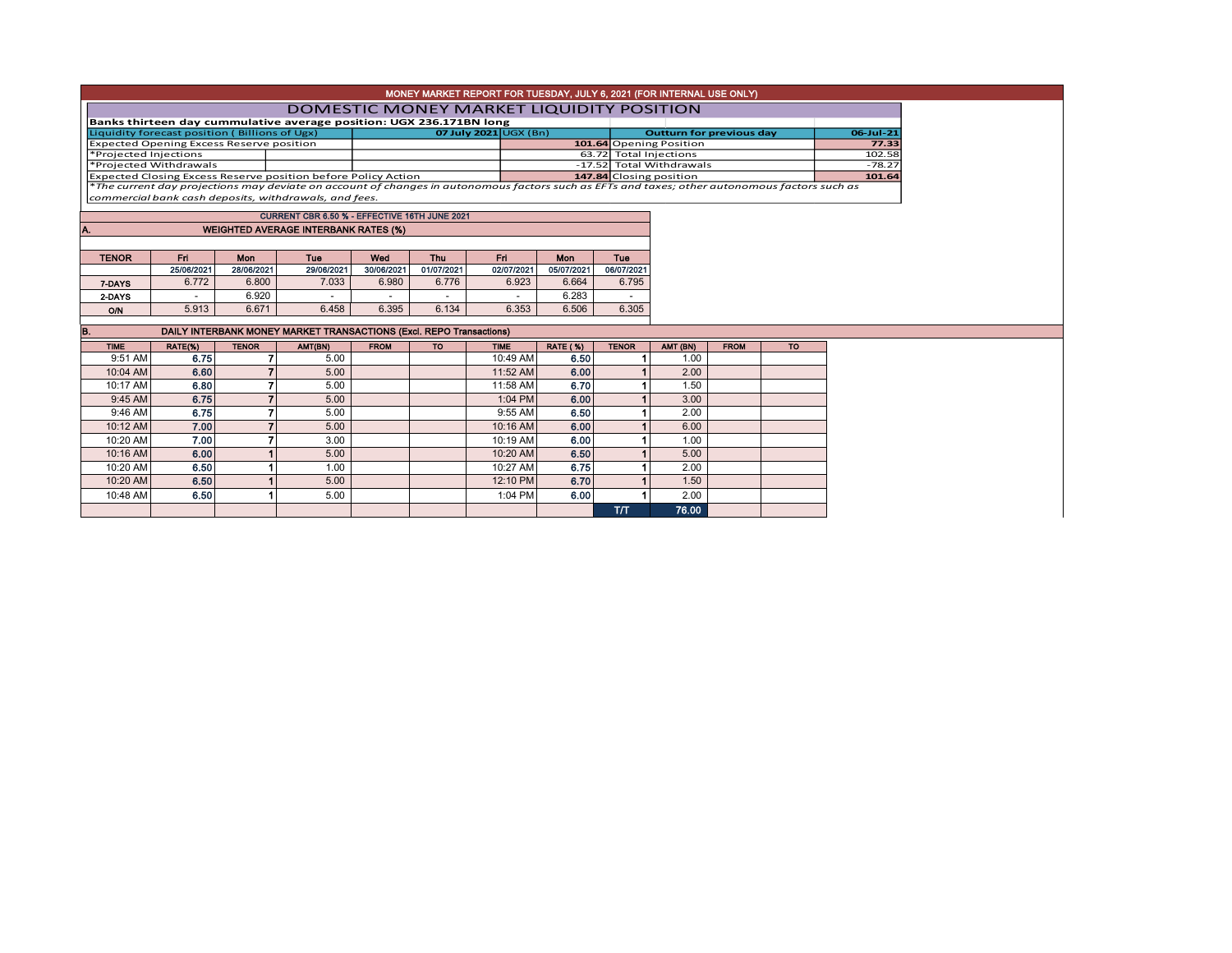# MONEY MARKET REPORT FOR TUESDAY, JULY 6, 2021 (FOR INTERNAL USE ONLY)

## DOMESTIC MONEY MARKET LIQUIDITY POSITION

**Banks thirteen day cummulative average position: UGX 236.171BN long**

| Liquidity forecast position ( Billions of Ugx) | 07 July 2021 UGX (Bn) | Outturn for previous day | 06-Jul-21 |
|---|---|---|---|
| Expected Opening Excess Reserve position | **101.64** | Opening Position | **77.33** |
| *Projected Injections | 63.72 | Total Injections | 102.58 |
| *Projected Withdrawals | -17.52 | Total Withdrawals | -78.27 |
| Expected Closing Excess Reserve position before Policy Action | **147.84** | Closing position | **101.64** |

*\*The current day projections may deviate on account of changes in autonomous factors such as EFTs and taxes; other autonomous factors such as commercial bank cash deposits, withdrawals, and fees.*

**CURRENT CBR 6.50 % - EFFECTIVE 16TH JUNE 2021**

### A. WEIGHTED AVERAGE INTERBANK RATES (%)

| TENOR | Fri 25/06/2021 | Mon 28/06/2021 | Tue 29/06/2021 | Wed 30/06/2021 | Thu 01/07/2021 | Fri 02/07/2021 | Mon 05/07/2021 | Tue 06/07/2021 |
|---|---|---|---|---|---|---|---|---|
| 7-DAYS | 6.772 | 6.800 | 7.033 | 6.980 | 6.776 | 6.923 | 6.664 | 6.795 |
| 2-DAYS | - | 6.920 | - | - | - | - | 6.283 | - |
| O/N | 5.913 | 6.671 | 6.458 | 6.395 | 6.134 | 6.353 | 6.506 | 6.305 |

### B. DAILY INTERBANK MONEY MARKET TRANSACTIONS (Excl. REPO Transactions)

| TIME | RATE(%) | TENOR | AMT(BN) | FROM | TO | TIME | RATE ( %) | TENOR | AMT (BN) | FROM | TO |
|---|---|---|---|---|---|---|---|---|---|---|---|
| 9:51 AM | **6.75** | 7 | 5.00 | | | 10:49 AM | **6.50** | 1 | 1.00 | | |
| 10:04 AM | **6.60** | 7 | 5.00 | | | 11:52 AM | **6.00** | 1 | 2.00 | | |
| 10:17 AM | **6.80** | 7 | 5.00 | | | 11:58 AM | **6.70** | 1 | 1.50 | | |
| 9:45 AM | **6.75** | 7 | 5.00 | | | 1:04 PM | **6.00** | 1 | 3.00 | | |
| 9:46 AM | **6.75** | 7 | 5.00 | | | 9:55 AM | **6.50** | 1 | 2.00 | | |
| 10:12 AM | **7.00** | 7 | 5.00 | | | 10:16 AM | **6.00** | 1 | 6.00 | | |
| 10:20 AM | **7.00** | 7 | 3.00 | | | 10:19 AM | **6.00** | 1 | 1.00 | | |
| 10:16 AM | **6.00** | 1 | 5.00 | | | 10:20 AM | **6.50** | 1 | 5.00 | | |
| 10:20 AM | **6.50** | 1 | 1.00 | | | 10:27 AM | **6.75** | 1 | 2.00 | | |
| 10:20 AM | **6.50** | 1 | 5.00 | | | 12:10 PM | **6.70** | 1 | 1.50 | | |
| 10:48 AM | **6.50** | 1 | 5.00 | | | 1:04 PM | **6.00** | 1 | 2.00 | | |
| | | | | | | | | T/T | 76.00 | | |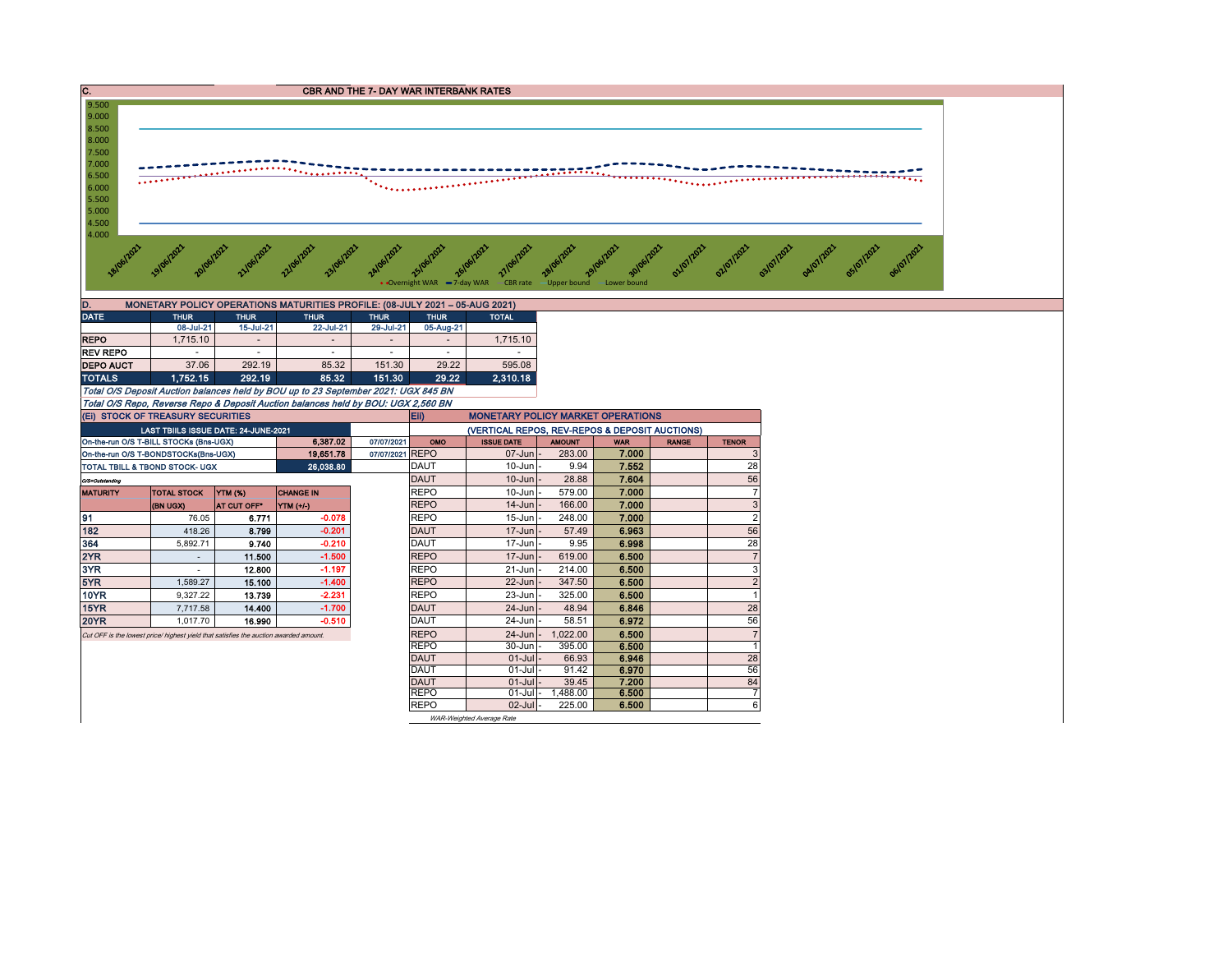## C. CBR AND THE 7- DAY WAR INTERBANK RATES

Y-axis: 9.500, 9.000, 8.500, 8.000, 7.500, 7.000, 6.500, 6.000, 5.500, 5.000, 4.500, 4.000

X-axis: 18/06/2021, 19/06/2021, 20/06/2021, 21/06/2021, 22/06/2021, 23/06/2021, 24/06/2021, 25/06/2021, 26/06/2021, 27/06/2021, 28/06/2021, 29/06/2021, 30/06/2021, 01/07/2021, 02/07/2021, 03/07/2021, 04/07/2021, 05/07/2021, 06/07/2021

Legend: Overnight WAR, 7-day WAR, CBR rate, Upper bound, Lower bound

## D. MONETARY POLICY OPERATIONS MATURITIES PROFILE: (08-JULY 2021 – 05-AUG 2021)

| DATE | THUR | THUR | THUR | THUR | THUR | TOTAL |
|---|---|---|---|---|---|---|
| | 08-Jul-21 | 15-Jul-21 | 22-Jul-21 | 29-Jul-21 | 05-Aug-21 | |
| REPO | 1,715.10 | - | - | - | - | 1,715.10 |
| REV REPO | - | - | - | - | - | - |
| DEPO AUCT | 37.06 | 292.19 | 85.32 | 151.30 | 29.22 | 595.08 |
| TOTALS | 1,752.15 | 292.19 | 85.32 | 151.30 | 29.22 | 2,310.18 |

*Total O/S Deposit Auction balances held by BOU up to 23 September 2021: UGX 845 BN*

*Total O/S Repo, Reverse Repo & Deposit Auction balances held by BOU: UGX 2,560 BN*

## (Ei) STOCK OF TREASURY SECURITIES

| LAST TBIILS ISSUE DATE: 24-JUNE-2021 | | |
|---|---|---|
| On-the-run O/S T-BILL STOCKs (Bns-UGX) | 6,387.02 | 07/07/2021 |
| On-the-run O/S T-BONDSTOCKs(Bns-UGX) | 19,651.78 | 07/07/2021 |
| TOTAL TBILL & TBOND STOCK- UGX | 26,038.80 | |

*O/S=Outstanding*

| MATURITY | TOTAL STOCK (BN UGX) | YTM (%) AT CUT OFF* | CHANGE IN YTM (+/-) |
|---|---|---|---|
| 91 | 76.05 | 6.771 | -0.078 |
| 182 | 418.26 | 8.799 | -0.201 |
| 364 | 5,892.71 | 9.740 | -0.210 |
| 2YR | - | 11.500 | -1.500 |
| 3YR | - | 12.800 | -1.197 |
| 5YR | 1,589.27 | 15.100 | -1.400 |
| 10YR | 9,327.22 | 13.739 | -2.231 |
| 15YR | 7,717.58 | 14.400 | -1.700 |
| 20YR | 1,017.70 | 16.990 | -0.510 |

*Cut OFF is the lowest price/ highest yield that satisfies the auction awarded amount.*

## Eii) MONETARY POLICY MARKET OPERATIONS

(VERTICAL REPOS, REV-REPOS & DEPOSIT AUCTIONS)

| OMO | ISSUE DATE | AMOUNT | WAR | RANGE | TENOR |
|---|---|---|---|---|---|
| REPO | 07-Jun | 283.00 | 7.000 | | 3 |
| DAUT | 10-Jun | 9.94 | 7.552 | | 28 |
| DAUT | 10-Jun | 28.88 | 7.604 | | 56 |
| REPO | 10-Jun | 579.00 | 7.000 | | 7 |
| REPO | 14-Jun | 166.00 | 7.000 | | 3 |
| REPO | 15-Jun | 248.00 | 7.000 | | 2 |
| DAUT | 17-Jun | 57.49 | 6.963 | | 56 |
| DAUT | 17-Jun | 9.95 | 6.998 | | 28 |
| REPO | 17-Jun | 619.00 | 6.500 | | 7 |
| REPO | 21-Jun | 214.00 | 6.500 | | 3 |
| REPO | 22-Jun | 347.50 | 6.500 | | 2 |
| REPO | 23-Jun | 325.00 | 6.500 | | 1 |
| DAUT | 24-Jun | 48.94 | 6.846 | | 28 |
| DAUT | 24-Jun | 58.51 | 6.972 | | 56 |
| REPO | 24-Jun | 1,022.00 | 6.500 | | 7 |
| REPO | 30-Jun | 395.00 | 6.500 | | 1 |
| DAUT | 01-Jul | 66.93 | 6.946 | | 28 |
| DAUT | 01-Jul | 91.42 | 6.970 | | 56 |
| DAUT | 01-Jul | 39.45 | 7.200 | | 84 |
| REPO | 01-Jul | 1,488.00 | 6.500 | | 7 |
| REPO | 02-Jul | 225.00 | 6.500 | | 6 |

*WAR-Weighted Average Rate*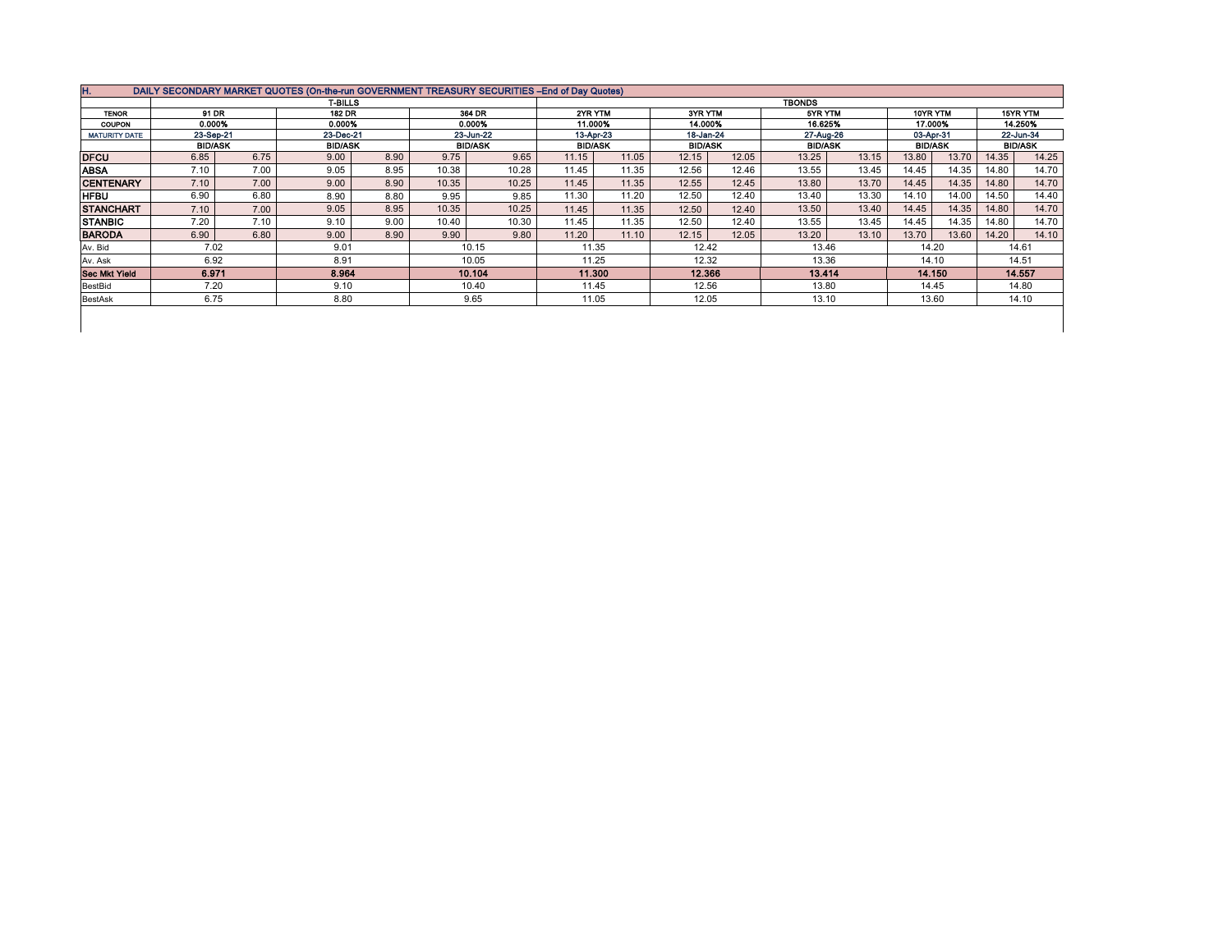| H. | DAILY SECONDARY MARKET QUOTES (On-the-run GOVERNMENT TREASURY SECURITIES –End of Day Quotes) | | | | | | | | | | | | | | | |
|---|---|---|---|---|---|---|---|---|---|---|---|---|---|---|---|---|
| | T-BILLS | | | | | | TBONDS | | | | | | | | | |
| TENOR | 91 DR | | 182 DR | | 364 DR | | 2YR YTM | | 3YR YTM | | 5YR YTM | | 10YR YTM | | 15YR YTM | |
| COUPON | 0.000% | | 0.000% | | 0.000% | | 11.000% | | 14.000% | | 16.625% | | 17.000% | | 14.250% | |
| MATURITY DATE | 23-Sep-21 | | 23-Dec-21 | | 23-Jun-22 | | 13-Apr-23 | | 18-Jan-24 | | 27-Aug-26 | | 03-Apr-31 | | 22-Jun-34 | |
| | BID/ASK | | BID/ASK | | BID/ASK | | BID/ASK | | BID/ASK | | BID/ASK | | BID/ASK | | BID/ASK | |
| **DFCU** | 6.85 | 6.75 | 9.00 | 8.90 | 9.75 | 9.65 | 11.15 | 11.05 | 12.15 | 12.05 | 13.25 | 13.15 | 13.80 | 13.70 | 14.35 | 14.25 |
| **ABSA** | 7.10 | 7.00 | 9.05 | 8.95 | 10.38 | 10.28 | 11.45 | 11.35 | 12.56 | 12.46 | 13.55 | 13.45 | 14.45 | 14.35 | 14.80 | 14.70 |
| **CENTENARY** | 7.10 | 7.00 | 9.00 | 8.90 | 10.35 | 10.25 | 11.45 | 11.35 | 12.55 | 12.45 | 13.80 | 13.70 | 14.45 | 14.35 | 14.80 | 14.70 |
| **HFBU** | 6.90 | 6.80 | 8.90 | 8.80 | 9.95 | 9.85 | 11.30 | 11.20 | 12.50 | 12.40 | 13.40 | 13.30 | 14.10 | 14.00 | 14.50 | 14.40 |
| **STANCHART** | 7.10 | 7.00 | 9.05 | 8.95 | 10.35 | 10.25 | 11.45 | 11.35 | 12.50 | 12.40 | 13.50 | 13.40 | 14.45 | 14.35 | 14.80 | 14.70 |
| **STANBIC** | 7.20 | 7.10 | 9.10 | 9.00 | 10.40 | 10.30 | 11.45 | 11.35 | 12.50 | 12.40 | 13.55 | 13.45 | 14.45 | 14.35 | 14.80 | 14.70 |
| **BARODA** | 6.90 | 6.80 | 9.00 | 8.90 | 9.90 | 9.80 | 11.20 | 11.10 | 12.15 | 12.05 | 13.20 | 13.10 | 13.70 | 13.60 | 14.20 | 14.10 |
| Av. Bid | 7.02 | | 9.01 | | 10.15 | | 11.35 | | 12.42 | | 13.46 | | 14.20 | | 14.61 | |
| Av. Ask | 6.92 | | 8.91 | | 10.05 | | 11.25 | | 12.32 | | 13.36 | | 14.10 | | 14.51 | |
| **Sec Mkt Yield** | **6.971** | | **8.964** | | **10.104** | | **11.300** | | **12.366** | | **13.414** | | **14.150** | | **14.557** | |
| BestBid | 7.20 | | 9.10 | | 10.40 | | 11.45 | | 12.56 | | 13.80 | | 14.45 | | 14.80 | |
| BestAsk | 6.75 | | 8.80 | | 9.65 | | 11.05 | | 12.05 | | 13.10 | | 13.60 | | 14.10 | |